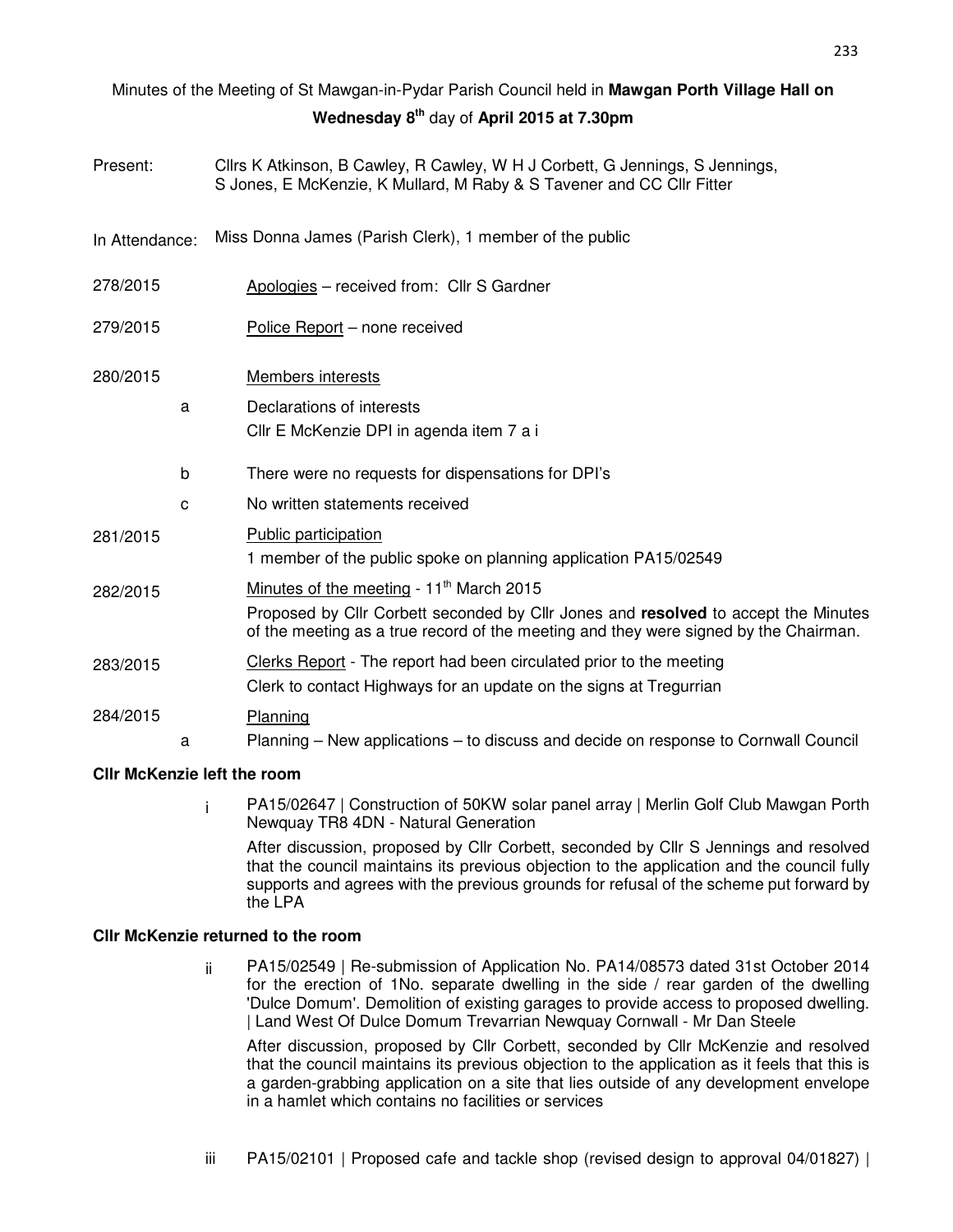Minutes of the Meeting of St Mawgan-in-Pydar Parish Council held in **Mawgan Porth Village Hall on Wednesday 8th** day of **April 2015 at 7.30pm**

Present: Cllrs K Atkinson, B Cawley, R Cawley, W H J Corbett, G Jennings, S Jennings, S Jones, E McKenzie, K Mullard, M Raby & S Tavener and CC Cllr Fitter

In Attendance: Miss Donna James (Parish Clerk), 1 member of the public

278/2015 Apologies – received from: Cllr S Gardner

279/2015 Police Report – none received

280/2015 Members interests

a Declarations of interests
Cllr E McKenzie DPI in agenda item 7 a i

b There were no requests for dispensations for DPI's

c No written statements received

281/2015 Public participation
1 member of the public spoke on planning application PA15/02549

282/2015 Minutes of the meeting - 11th March 2015
Proposed by Cllr Corbett seconded by Cllr Jones and **resolved** to accept the Minutes of the meeting as a true record of the meeting and they were signed by the Chairman.

283/2015 Clerks Report - The report had been circulated prior to the meeting
Clerk to contact Highways for an update on the signs at Tregurrian

284/2015 Planning

a Planning – New applications – to discuss and decide on response to Cornwall Council

**Cllr McKenzie left the room**

i PA15/02647 | Construction of 50KW solar panel array | Merlin Golf Club Mawgan Porth Newquay TR8 4DN - Natural Generation

After discussion, proposed by Cllr Corbett, seconded by Cllr S Jennings and resolved that the council maintains its previous objection to the application and the council fully supports and agrees with the previous grounds for refusal of the scheme put forward by the LPA

**Cllr McKenzie returned to the room**

ii PA15/02549 | Re-submission of Application No. PA14/08573 dated 31st October 2014 for the erection of 1No. separate dwelling in the side / rear garden of the dwelling 'Dulce Domum'. Demolition of existing garages to provide access to proposed dwelling. | Land West Of Dulce Domum Trevarrian Newquay Cornwall - Mr Dan Steele

After discussion, proposed by Cllr Corbett, seconded by Cllr McKenzie and resolved that the council maintains its previous objection to the application as it feels that this is a garden-grabbing application on a site that lies outside of any development envelope in a hamlet which contains no facilities or services

iii PA15/02101 | Proposed cafe and tackle shop (revised design to approval 04/01827) |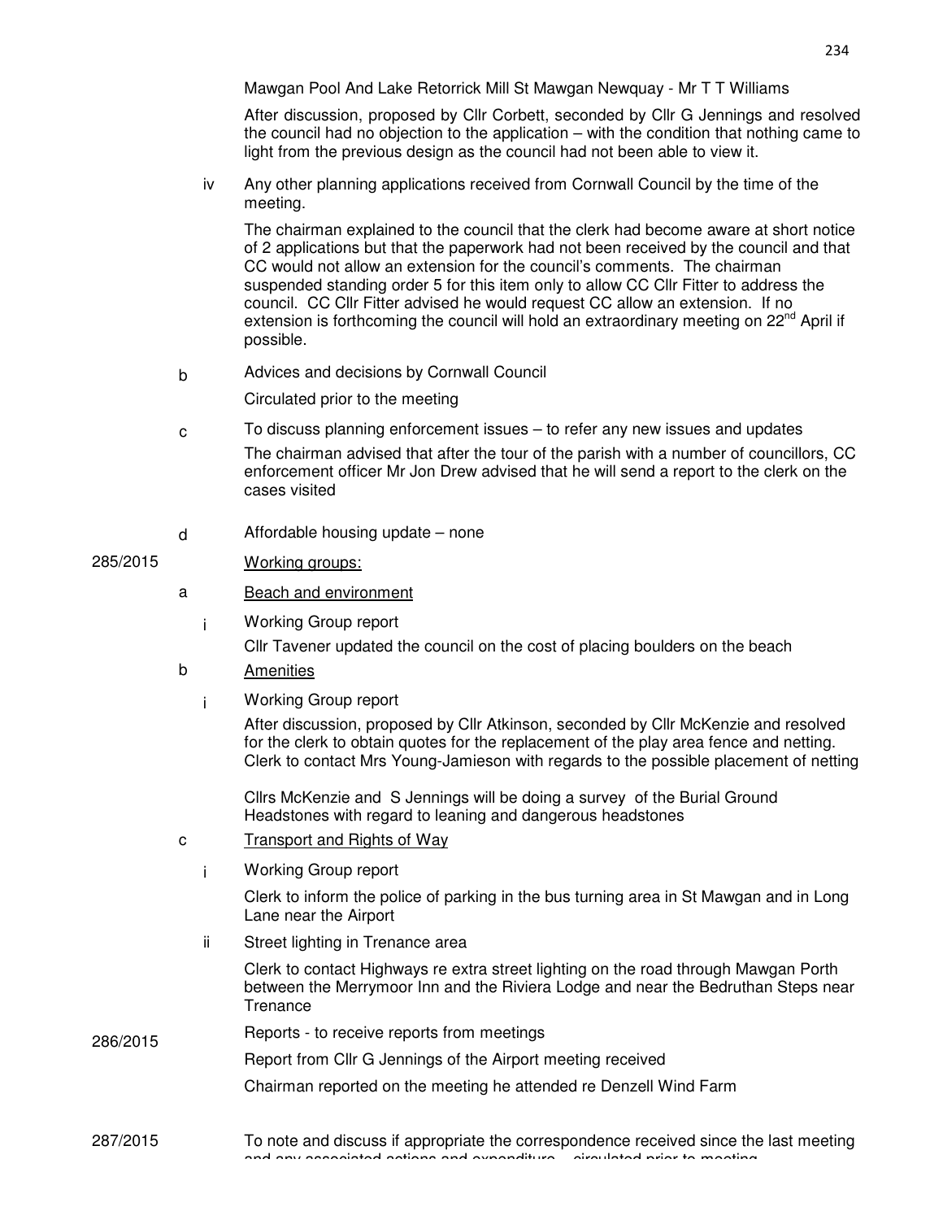Mawgan Pool And Lake Retorrick Mill St Mawgan Newquay - Mr T T Williams

After discussion, proposed by Cllr Corbett, seconded by Cllr G Jennings and resolved the council had no objection to the application – with the condition that nothing came to light from the previous design as the council had not been able to view it.

iv Any other planning applications received from Cornwall Council by the time of the meeting.

The chairman explained to the council that the clerk had become aware at short notice of 2 applications but that the paperwork had not been received by the council and that CC would not allow an extension for the council's comments. The chairman suspended standing order 5 for this item only to allow CC Cllr Fitter to address the council. CC Cllr Fitter advised he would request CC allow an extension. If no extension is forthcoming the council will hold an extraordinary meeting on 22nd April if possible.

b Advices and decisions by Cornwall Council

Circulated prior to the meeting

c To discuss planning enforcement issues – to refer any new issues and updates

The chairman advised that after the tour of the parish with a number of councillors, CC enforcement officer Mr Jon Drew advised that he will send a report to the clerk on the cases visited

d Affordable housing update – none

285/2015 Working groups:

a Beach and environment

i Working Group report

Cllr Tavener updated the council on the cost of placing boulders on the beach

b Amenities

i Working Group report

After discussion, proposed by Cllr Atkinson, seconded by Cllr McKenzie and resolved for the clerk to obtain quotes for the replacement of the play area fence and netting. Clerk to contact Mrs Young-Jamieson with regards to the possible placement of netting

Cllrs McKenzie and S Jennings will be doing a survey of the Burial Ground Headstones with regard to leaning and dangerous headstones

c Transport and Rights of Way

i Working Group report

Clerk to inform the police of parking in the bus turning area in St Mawgan and in Long Lane near the Airport

ii Street lighting in Trenance area

Clerk to contact Highways re extra street lighting on the road through Mawgan Porth between the Merrymoor Inn and the Riviera Lodge and near the Bedruthan Steps near Trenance

286/2015 Reports - to receive reports from meetings

Report from Cllr G Jennings of the Airport meeting received

Chairman reported on the meeting he attended re Denzell Wind Farm

287/2015 To note and discuss if appropriate the correspondence received since the last meeting and any associated actions and expenditure – circulated prior to meeting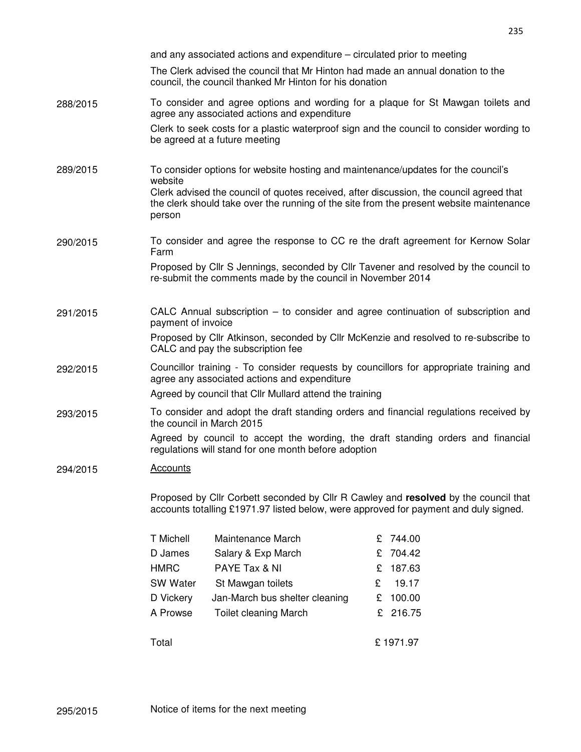and any associated actions and expenditure – circulated prior to meeting

The Clerk advised the council that Mr Hinton had made an annual donation to the council, the council thanked Mr Hinton for his donation

**288/2015** To consider and agree options and wording for a plaque for St Mawgan toilets and agree any associated actions and expenditure

Clerk to seek costs for a plastic waterproof sign and the council to consider wording to be agreed at a future meeting

**289/2015** To consider options for website hosting and maintenance/updates for the council's website

Clerk advised the council of quotes received, after discussion, the council agreed that the clerk should take over the running of the site from the present website maintenance person

**290/2015** To consider and agree the response to CC re the draft agreement for Kernow Solar Farm

Proposed by Cllr S Jennings, seconded by Cllr Tavener and resolved by the council to re-submit the comments made by the council in November 2014

**291/2015** CALC Annual subscription – to consider and agree continuation of subscription and payment of invoice

Proposed by Cllr Atkinson, seconded by Cllr McKenzie and resolved to re-subscribe to CALC and pay the subscription fee

**292/2015** Councillor training - To consider requests by councillors for appropriate training and agree any associated actions and expenditure

Agreed by council that Cllr Mullard attend the training

**293/2015** To consider and adopt the draft standing orders and financial regulations received by the council in March 2015

Agreed by council to accept the wording, the draft standing orders and financial regulations will stand for one month before adoption

**294/2015** Accounts

Proposed by Cllr Corbett seconded by Cllr R Cawley and **resolved** by the council that accounts totalling £1971.97 listed below, were approved for payment and duly signed.

| | | |
|---|---|---|
| T Michell | Maintenance March | £ 744.00 |
| D James | Salary & Exp March | £ 704.42 |
| HMRC | PAYE Tax & NI | £ 187.63 |
| SW Water | St Mawgan toilets | £ 19.17 |
| D Vickery | Jan-March bus shelter cleaning | £ 100.00 |
| A Prowse | Toilet cleaning March | £ 216.75 |
| Total | | £ 1971.97 |

**295/2015** Notice of items for the next meeting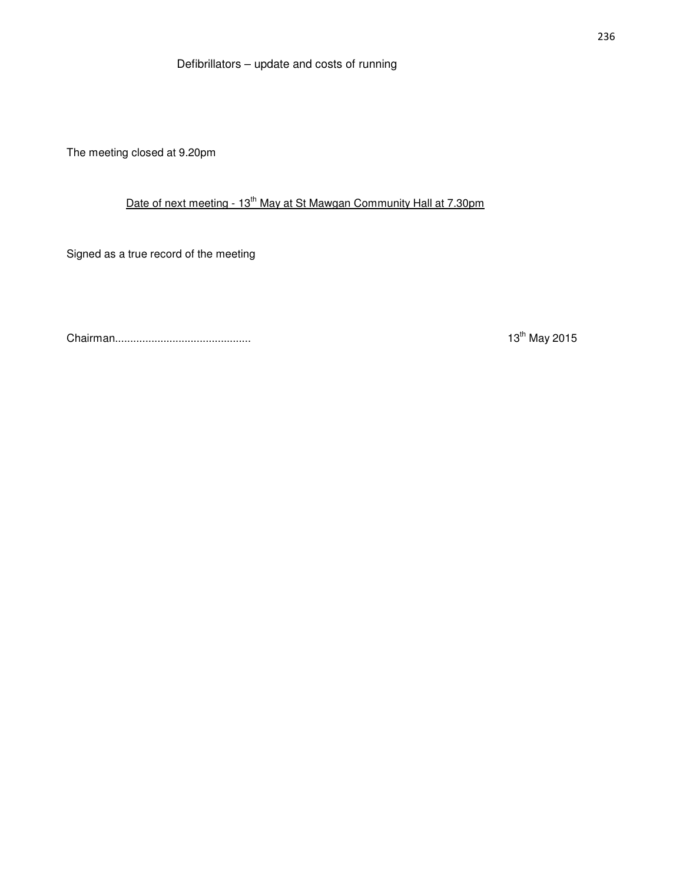Defibrillators – update and costs of running

The meeting closed at 9.20pm

<u>Date of next meeting - 13th May at St Mawgan Community Hall at 7.30pm</u>

Signed as a true record of the meeting

Chairman............................................ 13th May 2015